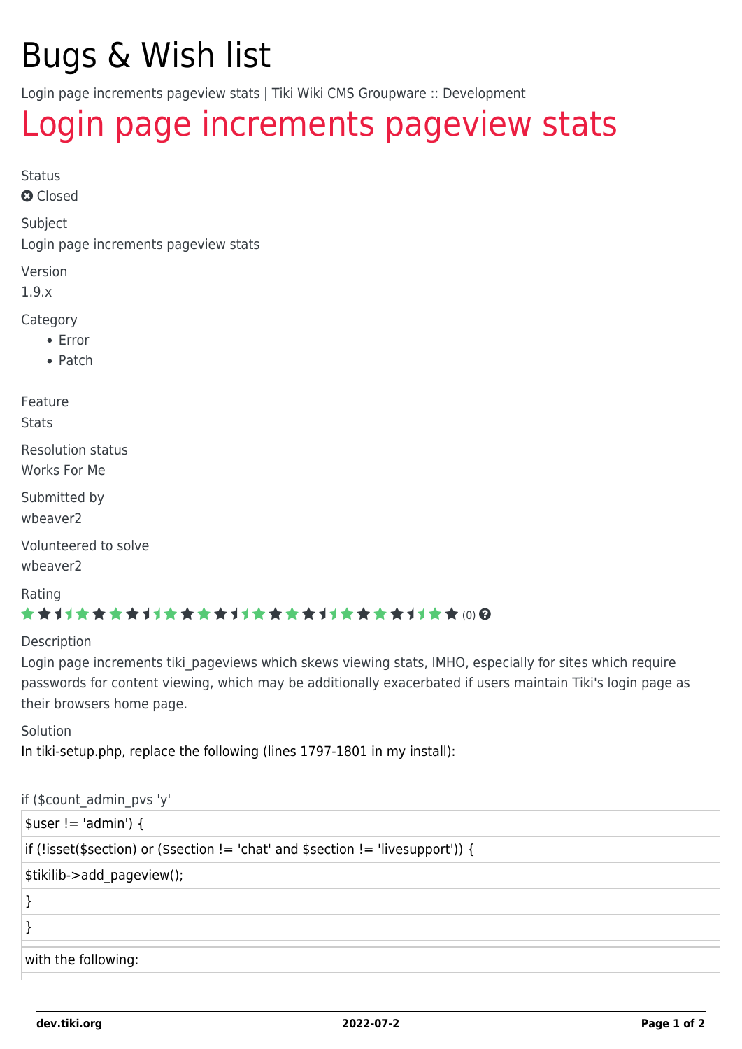# Bugs & Wish list

Login page increments pageview stats | Tiki Wiki CMS Groupware :: Development

## Login page increments pageview stats

Status

Closed

Subject

Login page increments pageview stats

Version

1.9.x

Category

- Error
- Patch

Feature

Stats

Resolution status

Works For Me

Submitted by

wbeaver2

Volunteered to solve

wbeaver2

Rating

(0)

Description

Login page increments tiki_pageviews which skews viewing stats, IMHO, especially for sites which require passwords for content viewing, which may be additionally exacerbated if users maintain Tiki's login page as their browsers home page.

Solution

In tiki-setup.php, replace the following (lines 1797-1801 in my install):

if ($count_admin_pvs 'y'

| $user != 'admin') { |
|---|
| if (!isset($section) or ($section != 'chat' and $section != 'livesupport')) { |
| $tikilib->add_pageview(); |
| } |
| } |

| with the following: |
|---|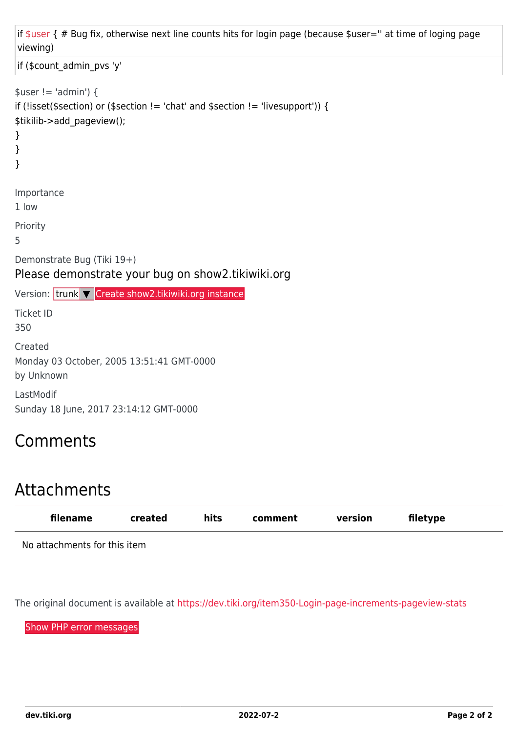| |
|---|
| if $user { # Bug fix, otherwise next line counts hits for login page (because $user='' at time of loging page viewing) |
| if ($count_admin_pvs 'y' |

$user != 'admin') {
if (!isset($section) or ($section != 'chat' and $section != 'livesupport')) {
$tikilib->add_pageview();
}
}
}

Importance
1 low

Priority
5

Demonstrate Bug (Tiki 19+)

Please demonstrate your bug on show2.tikiwiki.org

Version: trunk ▼ Create show2.tikiwiki.org instance

Ticket ID
350

Created
Monday 03 October, 2005 13:51:41 GMT-0000
by Unknown

LastModif
Sunday 18 June, 2017 23:14:12 GMT-0000

# Comments

# Attachments

| filename | created | hits | comment | version | filetype |
|---|---|---|---|---|---|
| No attachments for this item | | | | | |

The original document is available at https://dev.tiki.org/item350-Login-page-increments-pageview-stats

Show PHP error messages